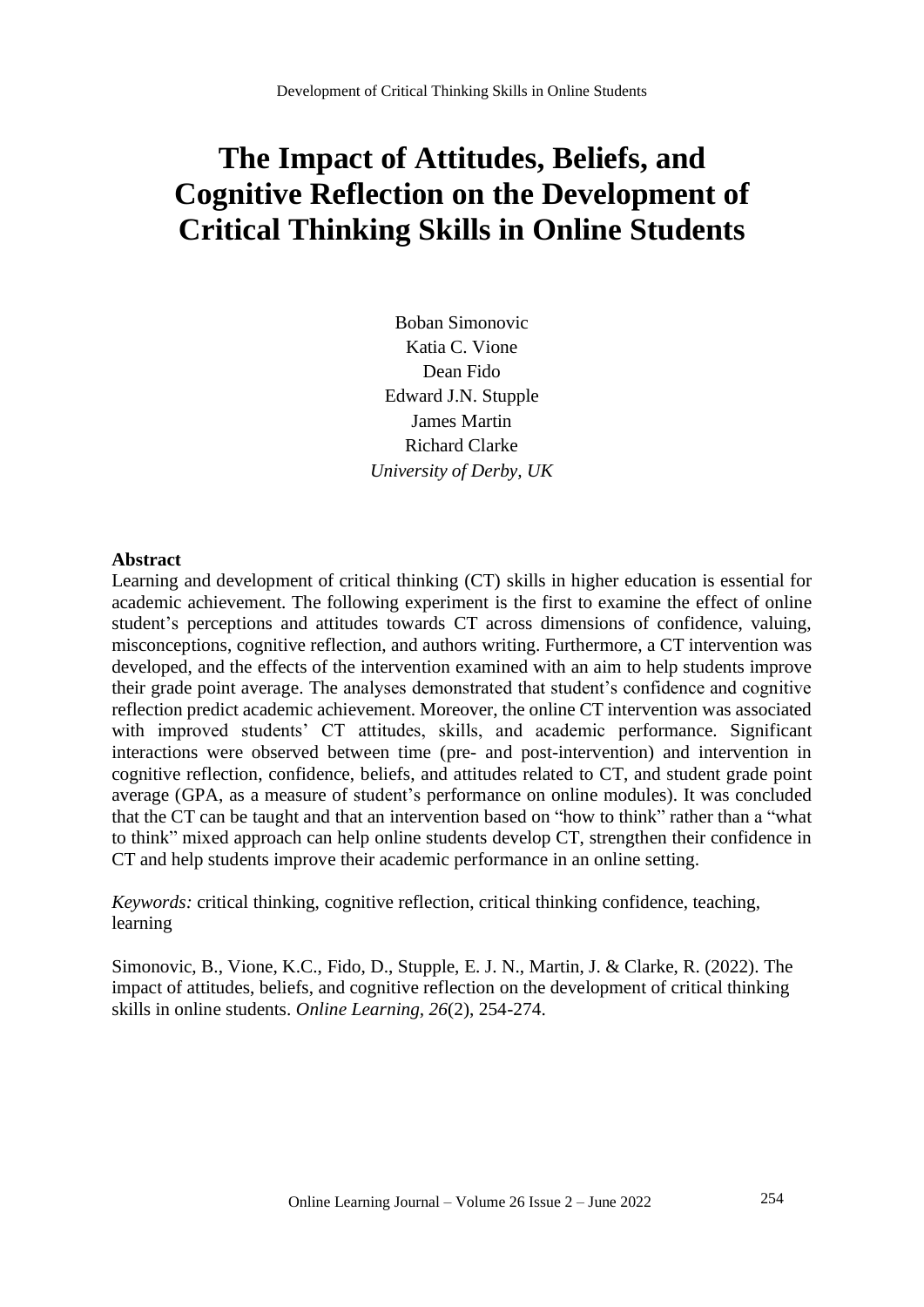# The Impact of Attitudes, Beliefs, and Cognitive Reflection on the Development of Critical Thinking Skills in Online Students

Boban Simonovic
Katia C. Vione
Dean Fido
Edward J.N. Stupple
James Martin
Richard Clarke
*University of Derby, UK*

## Abstract

Learning and development of critical thinking (CT) skills in higher education is essential for academic achievement. The following experiment is the first to examine the effect of online student's perceptions and attitudes towards CT across dimensions of confidence, valuing, misconceptions, cognitive reflection, and authors writing. Furthermore, a CT intervention was developed, and the effects of the intervention examined with an aim to help students improve their grade point average. The analyses demonstrated that student's confidence and cognitive reflection predict academic achievement. Moreover, the online CT intervention was associated with improved students' CT attitudes, skills, and academic performance. Significant interactions were observed between time (pre- and post-intervention) and intervention in cognitive reflection, confidence, beliefs, and attitudes related to CT, and student grade point average (GPA, as a measure of student's performance on online modules). It was concluded that the CT can be taught and that an intervention based on "how to think" rather than a "what to think" mixed approach can help online students develop CT, strengthen their confidence in CT and help students improve their academic performance in an online setting.

*Keywords:* critical thinking, cognitive reflection, critical thinking confidence, teaching, learning

Simonovic, B., Vione, K.C., Fido, D., Stupple, E. J. N., Martin, J. & Clarke, R. (2022). The impact of attitudes, beliefs, and cognitive reflection on the development of critical thinking skills in online students. *Online Learning, 26*(2), 254-274.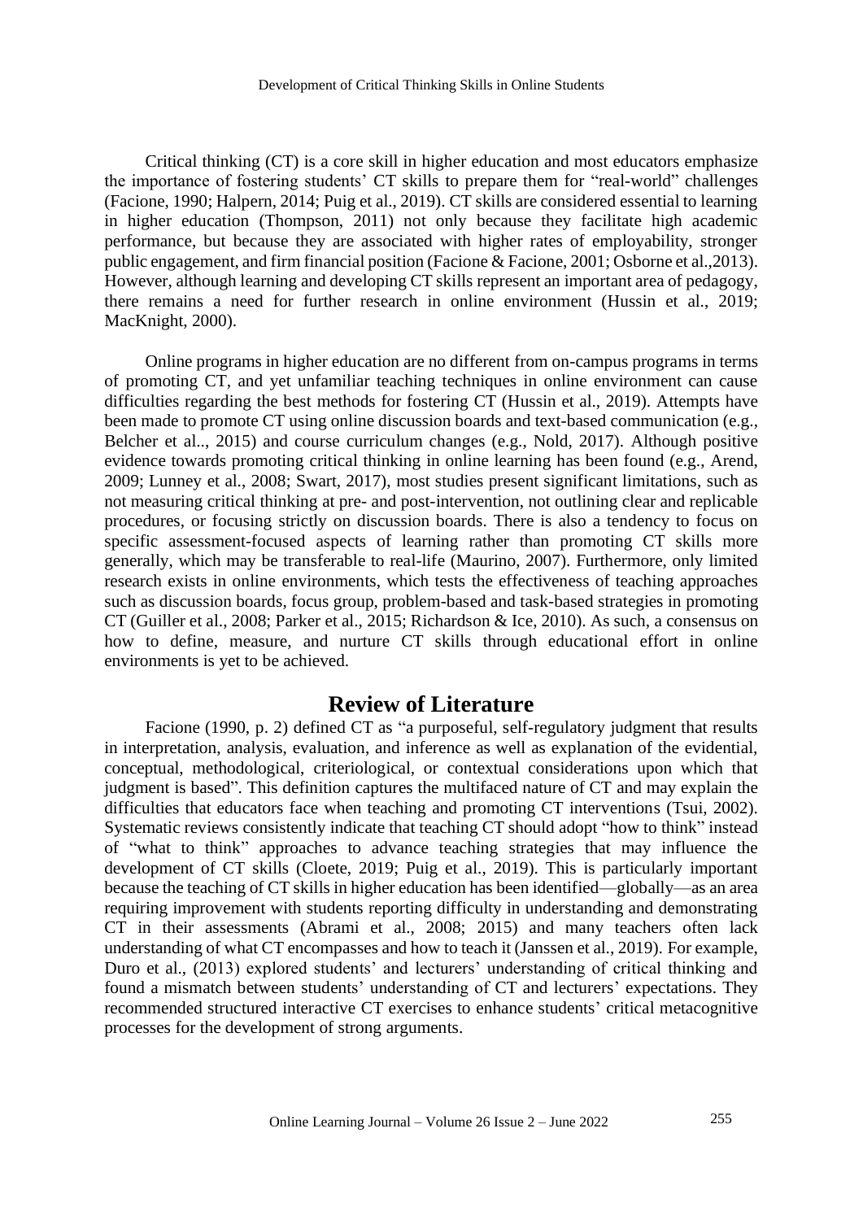Critical thinking (CT) is a core skill in higher education and most educators emphasize the importance of fostering students' CT skills to prepare them for "real-world" challenges (Facione, 1990; Halpern, 2014; Puig et al., 2019). CT skills are considered essential to learning in higher education (Thompson, 2011) not only because they facilitate high academic performance, but because they are associated with higher rates of employability, stronger public engagement, and firm financial position (Facione & Facione, 2001; Osborne et al.,2013). However, although learning and developing CT skills represent an important area of pedagogy, there remains a need for further research in online environment (Hussin et al., 2019; MacKnight, 2000).

Online programs in higher education are no different from on-campus programs in terms of promoting CT, and yet unfamiliar teaching techniques in online environment can cause difficulties regarding the best methods for fostering CT (Hussin et al., 2019). Attempts have been made to promote CT using online discussion boards and text-based communication (e.g., Belcher et al.., 2015) and course curriculum changes (e.g., Nold, 2017). Although positive evidence towards promoting critical thinking in online learning has been found (e.g., Arend, 2009; Lunney et al., 2008; Swart, 2017), most studies present significant limitations, such as not measuring critical thinking at pre- and post-intervention, not outlining clear and replicable procedures, or focusing strictly on discussion boards. There is also a tendency to focus on specific assessment-focused aspects of learning rather than promoting CT skills more generally, which may be transferable to real-life (Maurino, 2007). Furthermore, only limited research exists in online environments, which tests the effectiveness of teaching approaches such as discussion boards, focus group, problem-based and task-based strategies in promoting CT (Guiller et al., 2008; Parker et al., 2015; Richardson & Ice, 2010). As such, a consensus on how to define, measure, and nurture CT skills through educational effort in online environments is yet to be achieved.

## Review of Literature

Facione (1990, p. 2) defined CT as "a purposeful, self-regulatory judgment that results in interpretation, analysis, evaluation, and inference as well as explanation of the evidential, conceptual, methodological, criteriological, or contextual considerations upon which that judgment is based". This definition captures the multifaced nature of CT and may explain the difficulties that educators face when teaching and promoting CT interventions (Tsui, 2002). Systematic reviews consistently indicate that teaching CT should adopt "how to think" instead of "what to think" approaches to advance teaching strategies that may influence the development of CT skills (Cloete, 2019; Puig et al., 2019). This is particularly important because the teaching of CT skills in higher education has been identified—globally—as an area requiring improvement with students reporting difficulty in understanding and demonstrating CT in their assessments (Abrami et al., 2008; 2015) and many teachers often lack understanding of what CT encompasses and how to teach it (Janssen et al., 2019). For example, Duro et al., (2013) explored students' and lecturers' understanding of critical thinking and found a mismatch between students' understanding of CT and lecturers' expectations. They recommended structured interactive CT exercises to enhance students' critical metacognitive processes for the development of strong arguments.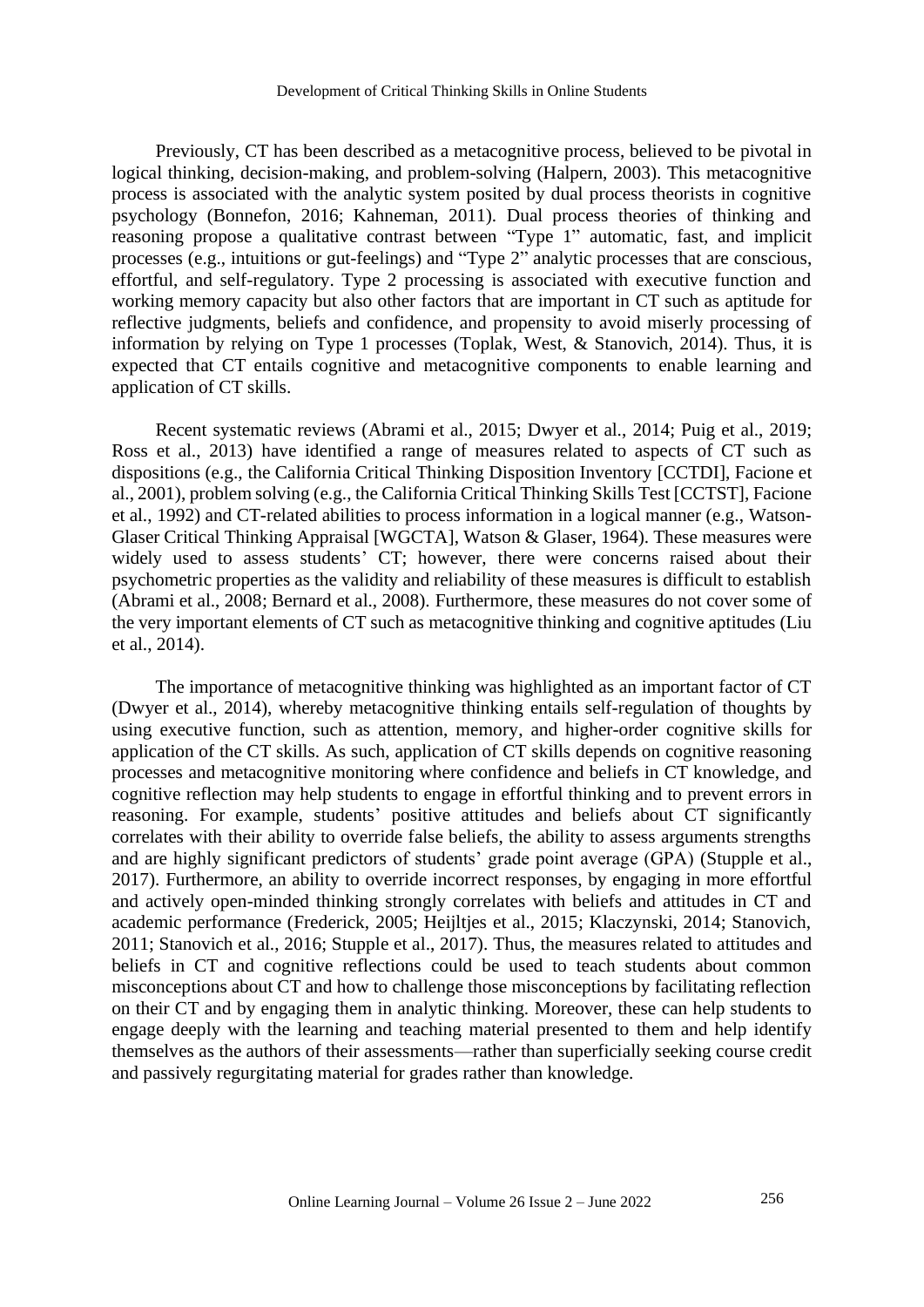Previously, CT has been described as a metacognitive process, believed to be pivotal in logical thinking, decision-making, and problem-solving (Halpern, 2003). This metacognitive process is associated with the analytic system posited by dual process theorists in cognitive psychology (Bonnefon, 2016; Kahneman, 2011). Dual process theories of thinking and reasoning propose a qualitative contrast between "Type 1" automatic, fast, and implicit processes (e.g., intuitions or gut-feelings) and "Type 2" analytic processes that are conscious, effortful, and self-regulatory. Type 2 processing is associated with executive function and working memory capacity but also other factors that are important in CT such as aptitude for reflective judgments, beliefs and confidence, and propensity to avoid miserly processing of information by relying on Type 1 processes (Toplak, West, & Stanovich, 2014). Thus, it is expected that CT entails cognitive and metacognitive components to enable learning and application of CT skills.

Recent systematic reviews (Abrami et al., 2015; Dwyer et al., 2014; Puig et al., 2019; Ross et al., 2013) have identified a range of measures related to aspects of CT such as dispositions (e.g., the California Critical Thinking Disposition Inventory [CCTDI], Facione et al., 2001), problem solving (e.g., the California Critical Thinking Skills Test [CCTST], Facione et al., 1992) and CT-related abilities to process information in a logical manner (e.g., Watson-Glaser Critical Thinking Appraisal [WGCTA], Watson & Glaser, 1964). These measures were widely used to assess students' CT; however, there were concerns raised about their psychometric properties as the validity and reliability of these measures is difficult to establish (Abrami et al., 2008; Bernard et al., 2008). Furthermore, these measures do not cover some of the very important elements of CT such as metacognitive thinking and cognitive aptitudes (Liu et al., 2014).

The importance of metacognitive thinking was highlighted as an important factor of CT (Dwyer et al., 2014), whereby metacognitive thinking entails self-regulation of thoughts by using executive function, such as attention, memory, and higher-order cognitive skills for application of the CT skills. As such, application of CT skills depends on cognitive reasoning processes and metacognitive monitoring where confidence and beliefs in CT knowledge, and cognitive reflection may help students to engage in effortful thinking and to prevent errors in reasoning. For example, students' positive attitudes and beliefs about CT significantly correlates with their ability to override false beliefs, the ability to assess arguments strengths and are highly significant predictors of students' grade point average (GPA) (Stupple et al., 2017). Furthermore, an ability to override incorrect responses, by engaging in more effortful and actively open-minded thinking strongly correlates with beliefs and attitudes in CT and academic performance (Frederick, 2005; Heijltjes et al., 2015; Klaczynski, 2014; Stanovich, 2011; Stanovich et al., 2016; Stupple et al., 2017). Thus, the measures related to attitudes and beliefs in CT and cognitive reflections could be used to teach students about common misconceptions about CT and how to challenge those misconceptions by facilitating reflection on their CT and by engaging them in analytic thinking. Moreover, these can help students to engage deeply with the learning and teaching material presented to them and help identify themselves as the authors of their assessments—rather than superficially seeking course credit and passively regurgitating material for grades rather than knowledge.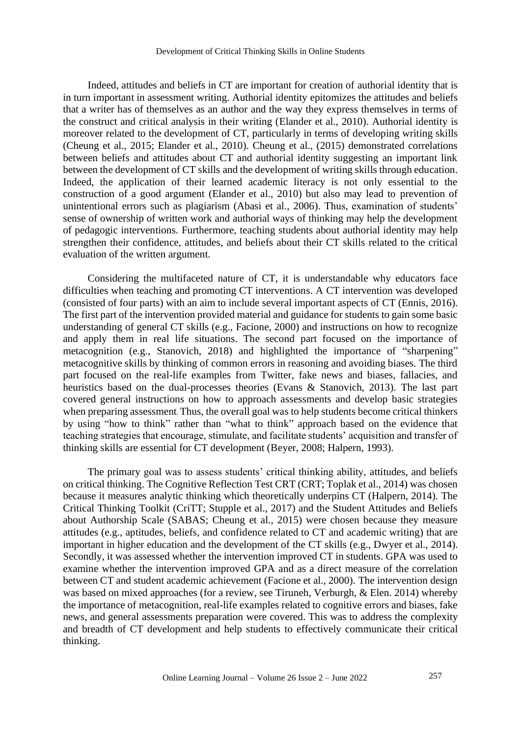Indeed, attitudes and beliefs in CT are important for creation of authorial identity that is in turn important in assessment writing. Authorial identity epitomizes the attitudes and beliefs that a writer has of themselves as an author and the way they express themselves in terms of the construct and critical analysis in their writing (Elander et al., 2010). Authorial identity is moreover related to the development of CT, particularly in terms of developing writing skills (Cheung et al., 2015; Elander et al., 2010). Cheung et al., (2015) demonstrated correlations between beliefs and attitudes about CT and authorial identity suggesting an important link between the development of CT skills and the development of writing skills through education. Indeed, the application of their learned academic literacy is not only essential to the construction of a good argument (Elander et al., 2010) but also may lead to prevention of unintentional errors such as plagiarism (Abasi et al., 2006). Thus, examination of students' sense of ownership of written work and authorial ways of thinking may help the development of pedagogic interventions. Furthermore, teaching students about authorial identity may help strengthen their confidence, attitudes, and beliefs about their CT skills related to the critical evaluation of the written argument.

Considering the multifaceted nature of CT, it is understandable why educators face difficulties when teaching and promoting CT interventions. A CT intervention was developed (consisted of four parts) with an aim to include several important aspects of CT (Ennis, 2016). The first part of the intervention provided material and guidance for students to gain some basic understanding of general CT skills (e.g., Facione, 2000) and instructions on how to recognize and apply them in real life situations. The second part focused on the importance of metacognition (e.g., Stanovich, 2018) and highlighted the importance of "sharpening" metacognitive skills by thinking of common errors in reasoning and avoiding biases. The third part focused on the real-life examples from Twitter, fake news and biases, fallacies, and heuristics based on the dual-processes theories (Evans & Stanovich, 2013). The last part covered general instructions on how to approach assessments and develop basic strategies when preparing assessment. Thus, the overall goal was to help students become critical thinkers by using "how to think" rather than "what to think" approach based on the evidence that teaching strategies that encourage, stimulate, and facilitate students' acquisition and transfer of thinking skills are essential for CT development (Beyer, 2008; Halpern, 1993).

The primary goal was to assess students' critical thinking ability, attitudes, and beliefs on critical thinking. The Cognitive Reflection Test CRT (CRT; Toplak et al., 2014) was chosen because it measures analytic thinking which theoretically underpins CT (Halpern, 2014). The Critical Thinking Toolkit (CriTT; Stupple et al., 2017) and the Student Attitudes and Beliefs about Authorship Scale (SABAS; Cheung et al., 2015) were chosen because they measure attitudes (e.g., aptitudes, beliefs, and confidence related to CT and academic writing) that are important in higher education and the development of the CT skills (e.g., Dwyer et al., 2014). Secondly, it was assessed whether the intervention improved CT in students. GPA was used to examine whether the intervention improved GPA and as a direct measure of the correlation between CT and student academic achievement (Facione et al., 2000). The intervention design was based on mixed approaches (for a review, see Tiruneh, Verburgh, & Elen. 2014) whereby the importance of metacognition, real-life examples related to cognitive errors and biases, fake news, and general assessments preparation were covered. This was to address the complexity and breadth of CT development and help students to effectively communicate their critical thinking.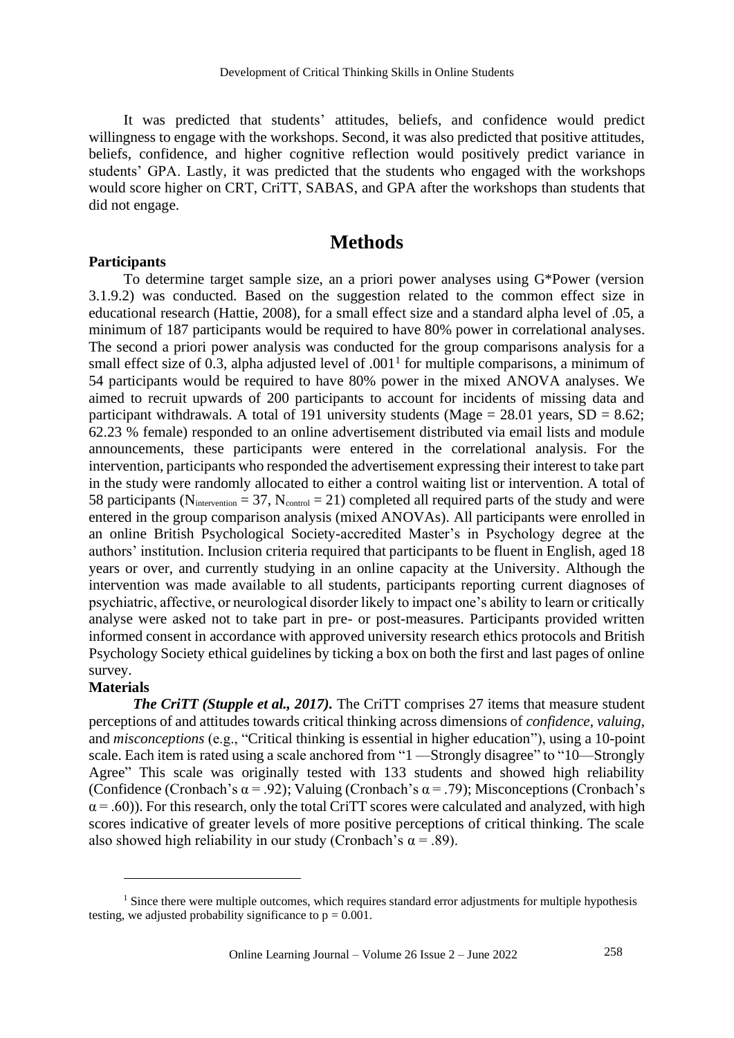It was predicted that students' attitudes, beliefs, and confidence would predict willingness to engage with the workshops. Second, it was also predicted that positive attitudes, beliefs, confidence, and higher cognitive reflection would positively predict variance in students' GPA. Lastly, it was predicted that the students who engaged with the workshops would score higher on CRT, CriTT, SABAS, and GPA after the workshops than students that did not engage.

# Methods

**Participants**

To determine target sample size, an a priori power analyses using G*Power (version 3.1.9.2) was conducted. Based on the suggestion related to the common effect size in educational research (Hattie, 2008), for a small effect size and a standard alpha level of .05, a minimum of 187 participants would be required to have 80% power in correlational analyses. The second a priori power analysis was conducted for the group comparisons analysis for a small effect size of 0.3, alpha adjusted level of .001[1] for multiple comparisons, a minimum of 54 participants would be required to have 80% power in the mixed ANOVA analyses. We aimed to recruit upwards of 200 participants to account for incidents of missing data and participant withdrawals. A total of 191 university students (Mage = 28.01 years, SD = 8.62; 62.23 % female) responded to an online advertisement distributed via email lists and module announcements, these participants were entered in the correlational analysis. For the intervention, participants who responded the advertisement expressing their interest to take part in the study were randomly allocated to either a control waiting list or intervention. A total of 58 participants ($N_{intervention} = 37$, $N_{control} = 21$) completed all required parts of the study and were entered in the group comparison analysis (mixed ANOVAs). All participants were enrolled in an online British Psychological Society-accredited Master's in Psychology degree at the authors' institution. Inclusion criteria required that participants to be fluent in English, aged 18 years or over, and currently studying in an online capacity at the University. Although the intervention was made available to all students, participants reporting current diagnoses of psychiatric, affective, or neurological disorder likely to impact one's ability to learn or critically analyse were asked not to take part in pre- or post-measures. Participants provided written informed consent in accordance with approved university research ethics protocols and British Psychology Society ethical guidelines by ticking a box on both the first and last pages of online survey.

**Materials**

***The CriTT (Stupple et al., 2017).*** The CriTT comprises 27 items that measure student perceptions of and attitudes towards critical thinking across dimensions of *confidence*, *valuing*, and *misconceptions* (e.g., "Critical thinking is essential in higher education"), using a 10-point scale. Each item is rated using a scale anchored from "1 —Strongly disagree" to "10—Strongly Agree" This scale was originally tested with 133 students and showed high reliability (Confidence (Cronbach's $\alpha = .92$); Valuing (Cronbach's $\alpha = .79$); Misconceptions (Cronbach's $\alpha = .60$)). For this research, only the total CriTT scores were calculated and analyzed, with high scores indicative of greater levels of more positive perceptions of critical thinking. The scale also showed high reliability in our study (Cronbach's $\alpha = .89$).

---

[1] Since there were multiple outcomes, which requires standard error adjustments for multiple hypothesis testing, we adjusted probability significance to $p = 0.001$.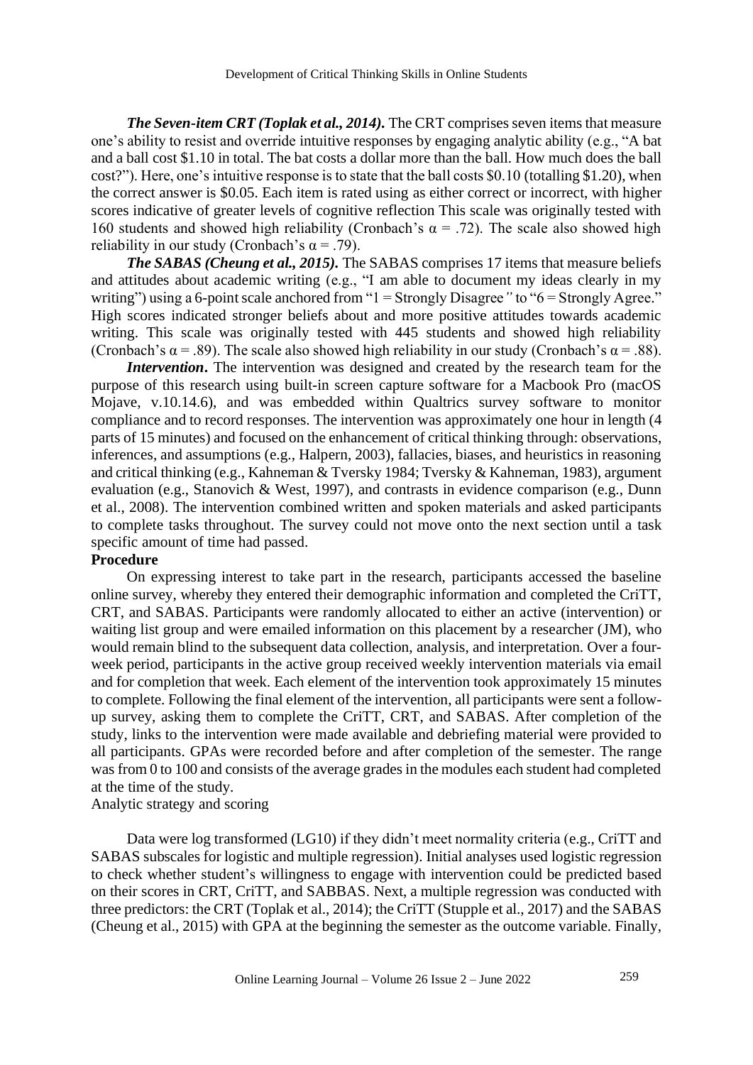***The Seven-item CRT (Toplak et al., 2014).*** The CRT comprises seven items that measure one's ability to resist and override intuitive responses by engaging analytic ability (e.g., "A bat and a ball cost $1.10 in total. The bat costs a dollar more than the ball. How much does the ball cost?"). Here, one's intuitive response is to state that the ball costs $0.10 (totalling $1.20), when the correct answer is $0.05. Each item is rated using as either correct or incorrect, with higher scores indicative of greater levels of cognitive reflection This scale was originally tested with 160 students and showed high reliability (Cronbach's $\alpha = .72$). The scale also showed high reliability in our study (Cronbach's $\alpha = .79$).

***The SABAS (Cheung et al., 2015).*** The SABAS comprises 17 items that measure beliefs and attitudes about academic writing (e.g., "I am able to document my ideas clearly in my writing") using a 6-point scale anchored from "1 = Strongly Disagree*"* to "6 = Strongly Agree." High scores indicated stronger beliefs about and more positive attitudes towards academic writing. This scale was originally tested with 445 students and showed high reliability (Cronbach's $\alpha = .89$). The scale also showed high reliability in our study (Cronbach's $\alpha = .88$).

***Intervention*.** The intervention was designed and created by the research team for the purpose of this research using built-in screen capture software for a Macbook Pro (macOS Mojave, v.10.14.6), and was embedded within Qualtrics survey software to monitor compliance and to record responses. The intervention was approximately one hour in length (4 parts of 15 minutes) and focused on the enhancement of critical thinking through: observations, inferences, and assumptions (e.g., Halpern, 2003), fallacies, biases, and heuristics in reasoning and critical thinking (e.g., Kahneman & Tversky 1984; Tversky & Kahneman, 1983), argument evaluation (e.g., Stanovich & West, 1997), and contrasts in evidence comparison (e.g., Dunn et al., 2008). The intervention combined written and spoken materials and asked participants to complete tasks throughout. The survey could not move onto the next section until a task specific amount of time had passed.

**Procedure**

On expressing interest to take part in the research, participants accessed the baseline online survey, whereby they entered their demographic information and completed the CriTT, CRT, and SABAS. Participants were randomly allocated to either an active (intervention) or waiting list group and were emailed information on this placement by a researcher (JM), who would remain blind to the subsequent data collection, analysis, and interpretation. Over a four-week period, participants in the active group received weekly intervention materials via email and for completion that week. Each element of the intervention took approximately 15 minutes to complete. Following the final element of the intervention, all participants were sent a follow-up survey, asking them to complete the CriTT, CRT, and SABAS. After completion of the study, links to the intervention were made available and debriefing material were provided to all participants. GPAs were recorded before and after completion of the semester. The range was from 0 to 100 and consists of the average grades in the modules each student had completed at the time of the study.

Analytic strategy and scoring

Data were log transformed (LG10) if they didn't meet normality criteria (e.g., CriTT and SABAS subscales for logistic and multiple regression). Initial analyses used logistic regression to check whether student's willingness to engage with intervention could be predicted based on their scores in CRT, CriTT, and SABBAS. Next, a multiple regression was conducted with three predictors: the CRT (Toplak et al., 2014); the CriTT (Stupple et al., 2017) and the SABAS (Cheung et al., 2015) with GPA at the beginning the semester as the outcome variable. Finally,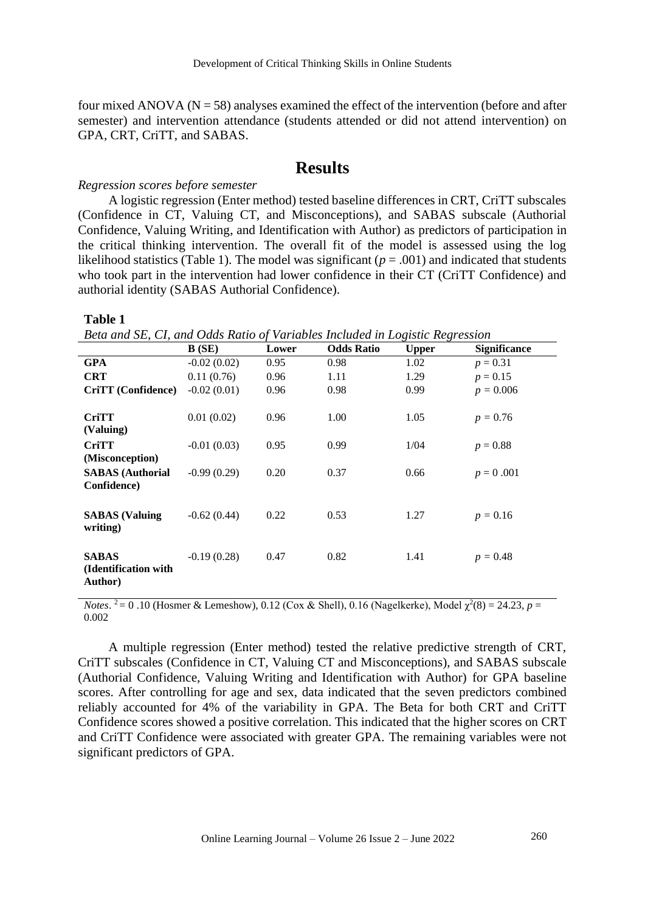four mixed ANOVA (N = 58) analyses examined the effect of the intervention (before and after semester) and intervention attendance (students attended or did not attend intervention) on GPA, CRT, CriTT, and SABAS.

# Results

*Regression scores before semester*

A logistic regression (Enter method) tested baseline differences in CRT, CriTT subscales (Confidence in CT, Valuing CT, and Misconceptions), and SABAS subscale (Authorial Confidence, Valuing Writing, and Identification with Author) as predictors of participation in the critical thinking intervention. The overall fit of the model is assessed using the log likelihood statistics (Table 1). The model was significant ($p$ = .001) and indicated that students who took part in the intervention had lower confidence in their CT (CriTT Confidence) and authorial identity (SABAS Authorial Confidence).

**Table 1**

*Beta and SE, CI, and Odds Ratio of Variables Included in Logistic Regression*

| | B (SE) | Lower | Odds Ratio | Upper | Significance |
|---|---|---|---|---|---|
| **GPA** | -0.02 (0.02) | 0.95 | 0.98 | 1.02 | $p$ = 0.31 |
| **CRT** | 0.11 (0.76) | 0.96 | 1.11 | 1.29 | $p$ = 0.15 |
| **CriTT (Confidence)** | -0.02 (0.01) | 0.96 | 0.98 | 0.99 | $p$ = 0.006 |
| **CriTT (Valuing)** | 0.01 (0.02) | 0.96 | 1.00 | 1.05 | $p$ = 0.76 |
| **CriTT (Misconception)** | -0.01 (0.03) | 0.95 | 0.99 | 1/04 | $p$ = 0.88 |
| **SABAS (Authorial Confidence)** | -0.99 (0.29) | 0.20 | 0.37 | 0.66 | $p$ = 0 .001 |
| **SABAS (Valuing writing)** | -0.62 (0.44) | 0.22 | 0.53 | 1.27 | $p$ = 0.16 |
| **SABAS (Identification with Author)** | -0.19 (0.28) | 0.47 | 0.82 | 1.41 | $p$ = 0.48 |

*Notes*. $^2$ = 0 .10 (Hosmer & Lemeshow), 0.12 (Cox & Shell), 0.16 (Nagelkerke), Model $\chi^2(8)$ = 24.23, $p$ = 0.002

A multiple regression (Enter method) tested the relative predictive strength of CRT, CriTT subscales (Confidence in CT, Valuing CT and Misconceptions), and SABAS subscale (Authorial Confidence, Valuing Writing and Identification with Author) for GPA baseline scores. After controlling for age and sex, data indicated that the seven predictors combined reliably accounted for 4% of the variability in GPA. The Beta for both CRT and CriTT Confidence scores showed a positive correlation. This indicated that the higher scores on CRT and CriTT Confidence were associated with greater GPA. The remaining variables were not significant predictors of GPA.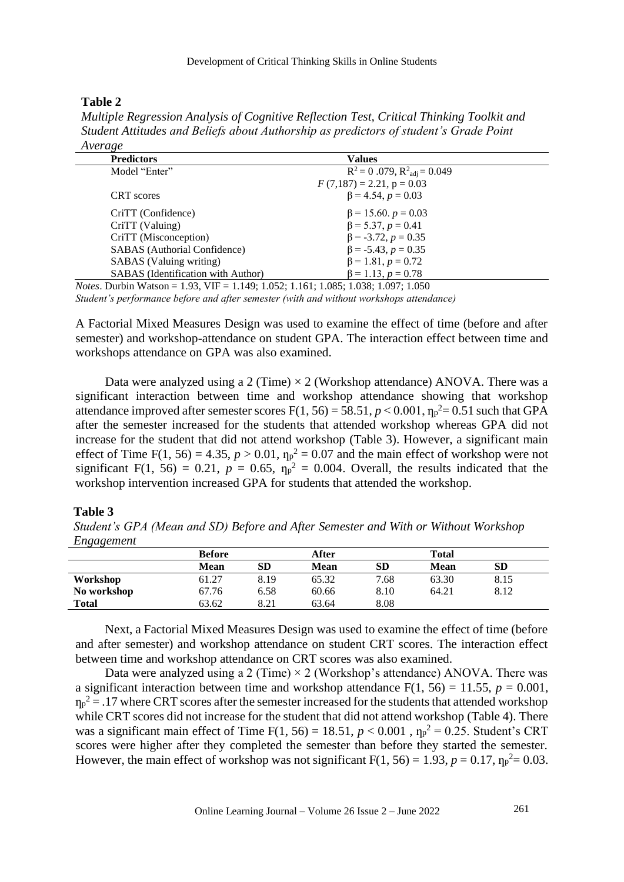**Table 2**

*Multiple Regression Analysis of Cognitive Reflection Test, Critical Thinking Toolkit and Student Attitudes and Beliefs about Authorship as predictors of student's Grade Point Average*

| Predictors | Values |
|---|---|
| Model "Enter" | $R^2 = 0\ .079$, $R^2_{adj} = 0.049$ |
| | $F\,(7,187) = 2.21$, $p = 0.03$ |
| CRT scores | $\beta = 4.54$, $p = 0.03$ |
| CriTT (Confidence) | $\beta = 15.60$. $p = 0.03$ |
| CriTT (Valuing) | $\beta = 5.37$, $p = 0.41$ |
| CriTT (Misconception) | $\beta = -3.72$, $p = 0.35$ |
| SABAS (Authorial Confidence) | $\beta = -5.43$, $p = 0.35$ |
| SABAS (Valuing writing) | $\beta = 1.81$, $p = 0.72$ |
| SABAS (Identification with Author) | $\beta = 1.13$, $p = 0.78$ |

*Notes*. Durbin Watson = 1.93, VIF = 1.149; 1.052; 1.161; 1.085; 1.038; 1.097; 1.050

*Student's performance before and after semester (with and without workshops attendance)*

A Factorial Mixed Measures Design was used to examine the effect of time (before and after semester) and workshop-attendance on student GPA. The interaction effect between time and workshops attendance on GPA was also examined.

Data were analyzed using a 2 (Time) × 2 (Workshop attendance) ANOVA. There was a significant interaction between time and workshop attendance showing that workshop attendance improved after semester scores $F(1, 56) = 58.51$, $p < 0.001$, $\eta_p^2 = 0.51$ such that GPA after the semester increased for the students that attended workshop whereas GPA did not increase for the student that did not attend workshop (Table 3). However, a significant main effect of Time $F(1, 56) = 4.35$, $p > 0.01$, $\eta_p^2 = 0.07$ and the main effect of workshop were not significant $F(1, 56) = 0.21$, $p = 0.65$, $\eta_p^2 = 0.004$. Overall, the results indicated that the workshop intervention increased GPA for students that attended the workshop.

**Table 3**

*Student's GPA (Mean and SD) Before and After Semester and With or Without Workshop Engagement*

| | Before | | After | | Total | |
|---|---|---|---|---|---|---|
| | **Mean** | **SD** | **Mean** | **SD** | **Mean** | **SD** |
| **Workshop** | 61.27 | 8.19 | 65.32 | 7.68 | 63.30 | 8.15 |
| **No workshop** | 67.76 | 6.58 | 60.66 | 8.10 | 64.21 | 8.12 |
| **Total** | 63.62 | 8.21 | 63.64 | 8.08 | | |

Next, a Factorial Mixed Measures Design was used to examine the effect of time (before and after semester) and workshop attendance on student CRT scores. The interaction effect between time and workshop attendance on CRT scores was also examined.

Data were analyzed using a 2 (Time) × 2 (Workshop's attendance) ANOVA. There was a significant interaction between time and workshop attendance $F(1, 56) = 11.55$, $p = 0.001$, $\eta_p^2 = .17$ where CRT scores after the semester increased for the students that attended workshop while CRT scores did not increase for the student that did not attend workshop (Table 4). There was a significant main effect of Time $F(1, 56) = 18.51$, $p < 0.001$ , $\eta_p^2 = 0.25$. Student's CRT scores were higher after they completed the semester than before they started the semester. However, the main effect of workshop was not significant $F(1, 56) = 1.93$, $p = 0.17$, $\eta_p^2 = 0.03$.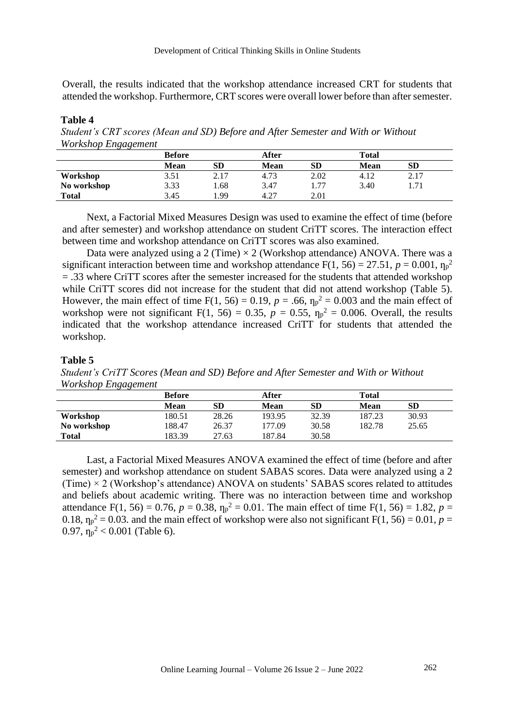Overall, the results indicated that the workshop attendance increased CRT for students that attended the workshop. Furthermore, CRT scores were overall lower before than after semester.

**Table 4**

*Student's CRT scores (Mean and SD) Before and After Semester and With or Without Workshop Engagement*

| | **Before** | | **After** | | **Total** | |
|---|---|---|---|---|---|---|
| | **Mean** | **SD** | **Mean** | **SD** | **Mean** | **SD** |
| **Workshop** | 3.51 | 2.17 | 4.73 | 2.02 | 4.12 | 2.17 |
| **No workshop** | 3.33 | 1.68 | 3.47 | 1.77 | 3.40 | 1.71 |
| **Total** | 3.45 | 1.99 | 4.27 | 2.01 | | |

Next, a Factorial Mixed Measures Design was used to examine the effect of time (before and after semester) and workshop attendance on student CriTT scores. The interaction effect between time and workshop attendance on CriTT scores was also examined.

Data were analyzed using a 2 (Time) $\times$ 2 (Workshop attendance) ANOVA. There was a significant interaction between time and workshop attendance $F(1, 56) = 27.51$, $p = 0.001$, $\eta_p^2 = .33$ where CriTT scores after the semester increased for the students that attended workshop while CriTT scores did not increase for the student that did not attend workshop (Table 5). However, the main effect of time $F(1, 56) = 0.19$, $p = .66$, $\eta_p^2 = 0.003$ and the main effect of workshop were not significant $F(1, 56) = 0.35$, $p = 0.55$, $\eta_p^2 = 0.006$. Overall, the results indicated that the workshop attendance increased CriTT for students that attended the workshop.

**Table 5**

*Student's CriTT Scores (Mean and SD) Before and After Semester and With or Without Workshop Engagement*

| | **Before** | | **After** | | **Total** | |
|---|---|---|---|---|---|---|
| | **Mean** | **SD** | **Mean** | **SD** | **Mean** | **SD** |
| **Workshop** | 180.51 | 28.26 | 193.95 | 32.39 | 187.23 | 30.93 |
| **No workshop** | 188.47 | 26.37 | 177.09 | 30.58 | 182.78 | 25.65 |
| **Total** | 183.39 | 27.63 | 187.84 | 30.58 | | |

Last, a Factorial Mixed Measures ANOVA examined the effect of time (before and after semester) and workshop attendance on student SABAS scores. Data were analyzed using a 2 (Time) $\times$ 2 (Workshop's attendance) ANOVA on students' SABAS scores related to attitudes and beliefs about academic writing. There was no interaction between time and workshop attendance $F(1, 56) = 0.76$, $p = 0.38$, $\eta_p^2 = 0.01$. The main effect of time $F(1, 56) = 1.82$, $p = 0.18$, $\eta_p^2 = 0.03$. and the main effect of workshop were also not significant $F(1, 56) = 0.01$, $p = 0.97$, $\eta_p^2 < 0.001$ (Table 6).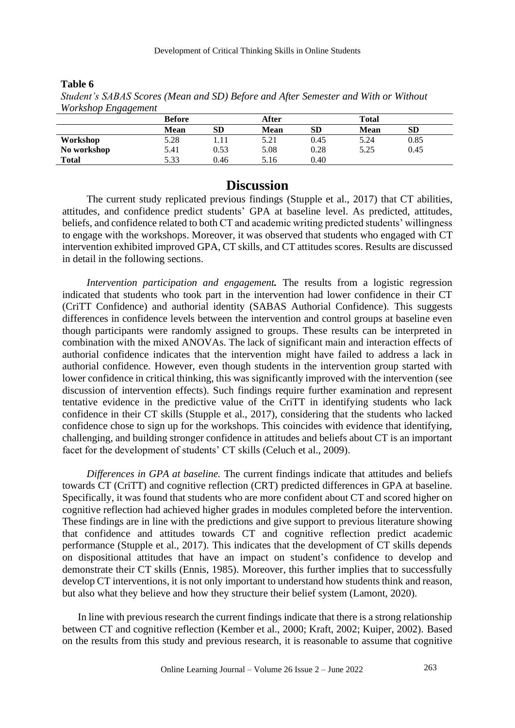**Table 6**

*Student's SABAS Scores (Mean and SD) Before and After Semester and With or Without Workshop Engagement*

| | Before | | After | | Total | |
|---|---|---|---|---|---|---|
| | **Mean** | **SD** | **Mean** | **SD** | **Mean** | **SD** |
| **Workshop** | 5.28 | 1.11 | 5.21 | 0.45 | 5.24 | 0.85 |
| **No workshop** | 5.41 | 0.53 | 5.08 | 0.28 | 5.25 | 0.45 |
| **Total** | 5.33 | 0.46 | 5.16 | 0.40 | | |

# Discussion

The current study replicated previous findings (Stupple et al., 2017) that CT abilities, attitudes, and confidence predict students' GPA at baseline level. As predicted, attitudes, beliefs, and confidence related to both CT and academic writing predicted students' willingness to engage with the workshops. Moreover, it was observed that students who engaged with CT intervention exhibited improved GPA, CT skills, and CT attitudes scores. Results are discussed in detail in the following sections.

***Intervention participation and engagement.*** The results from a logistic regression indicated that students who took part in the intervention had lower confidence in their CT (CriTT Confidence) and authorial identity (SABAS Authorial Confidence). This suggests differences in confidence levels between the intervention and control groups at baseline even though participants were randomly assigned to groups. These results can be interpreted in combination with the mixed ANOVAs. The lack of significant main and interaction effects of authorial confidence indicates that the intervention might have failed to address a lack in authorial confidence. However, even though students in the intervention group started with lower confidence in critical thinking, this was significantly improved with the intervention (see discussion of intervention effects). Such findings require further examination and represent tentative evidence in the predictive value of the CriTT in identifying students who lack confidence in their CT skills (Stupple et al., 2017), considering that the students who lacked confidence chose to sign up for the workshops. This coincides with evidence that identifying, challenging, and building stronger confidence in attitudes and beliefs about CT is an important facet for the development of students' CT skills (Celuch et al., 2009).

*Differences in GPA at baseline.* The current findings indicate that attitudes and beliefs towards CT (CriTT) and cognitive reflection (CRT) predicted differences in GPA at baseline. Specifically, it was found that students who are more confident about CT and scored higher on cognitive reflection had achieved higher grades in modules completed before the intervention. These findings are in line with the predictions and give support to previous literature showing that confidence and attitudes towards CT and cognitive reflection predict academic performance (Stupple et al., 2017). This indicates that the development of CT skills depends on dispositional attitudes that have an impact on student's confidence to develop and demonstrate their CT skills (Ennis, 1985). Moreover, this further implies that to successfully develop CT interventions, it is not only important to understand how students think and reason, but also what they believe and how they structure their belief system (Lamont, 2020).

In line with previous research the current findings indicate that there is a strong relationship between CT and cognitive reflection (Kember et al., 2000; Kraft, 2002; Kuiper, 2002). Based on the results from this study and previous research, it is reasonable to assume that cognitive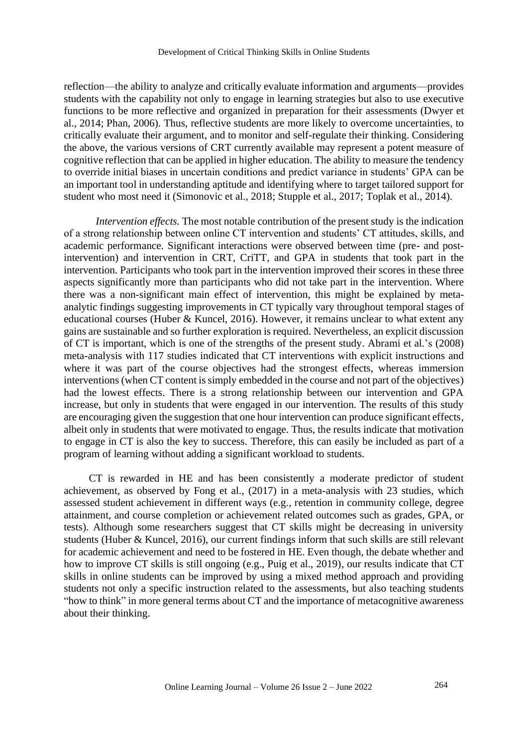reflection—the ability to analyze and critically evaluate information and arguments—provides students with the capability not only to engage in learning strategies but also to use executive functions to be more reflective and organized in preparation for their assessments (Dwyer et al., 2014; Phan, 2006). Thus, reflective students are more likely to overcome uncertainties, to critically evaluate their argument, and to monitor and self-regulate their thinking. Considering the above, the various versions of CRT currently available may represent a potent measure of cognitive reflection that can be applied in higher education. The ability to measure the tendency to override initial biases in uncertain conditions and predict variance in students' GPA can be an important tool in understanding aptitude and identifying where to target tailored support for student who most need it (Simonovic et al., 2018; Stupple et al., 2017; Toplak et al., 2014).

*Intervention effects.* The most notable contribution of the present study is the indication of a strong relationship between online CT intervention and students' CT attitudes, skills, and academic performance. Significant interactions were observed between time (pre- and post-intervention) and intervention in CRT, CriTT, and GPA in students that took part in the intervention. Participants who took part in the intervention improved their scores in these three aspects significantly more than participants who did not take part in the intervention. Where there was a non-significant main effect of intervention, this might be explained by meta-analytic findings suggesting improvements in CT typically vary throughout temporal stages of educational courses (Huber & Kuncel, 2016). However, it remains unclear to what extent any gains are sustainable and so further exploration is required. Nevertheless, an explicit discussion of CT is important, which is one of the strengths of the present study. Abrami et al.'s (2008) meta-analysis with 117 studies indicated that CT interventions with explicit instructions and where it was part of the course objectives had the strongest effects, whereas immersion interventions (when CT content is simply embedded in the course and not part of the objectives) had the lowest effects. There is a strong relationship between our intervention and GPA increase, but only in students that were engaged in our intervention. The results of this study are encouraging given the suggestion that one hour intervention can produce significant effects, albeit only in students that were motivated to engage. Thus, the results indicate that motivation to engage in CT is also the key to success. Therefore, this can easily be included as part of a program of learning without adding a significant workload to students.

CT is rewarded in HE and has been consistently a moderate predictor of student achievement, as observed by Fong et al., (2017) in a meta-analysis with 23 studies, which assessed student achievement in different ways (e.g., retention in community college, degree attainment, and course completion or achievement related outcomes such as grades, GPA, or tests). Although some researchers suggest that CT skills might be decreasing in university students (Huber & Kuncel, 2016), our current findings inform that such skills are still relevant for academic achievement and need to be fostered in HE. Even though, the debate whether and how to improve CT skills is still ongoing (e.g., Puig et al., 2019), our results indicate that CT skills in online students can be improved by using a mixed method approach and providing students not only a specific instruction related to the assessments, but also teaching students "how to think" in more general terms about CT and the importance of metacognitive awareness about their thinking.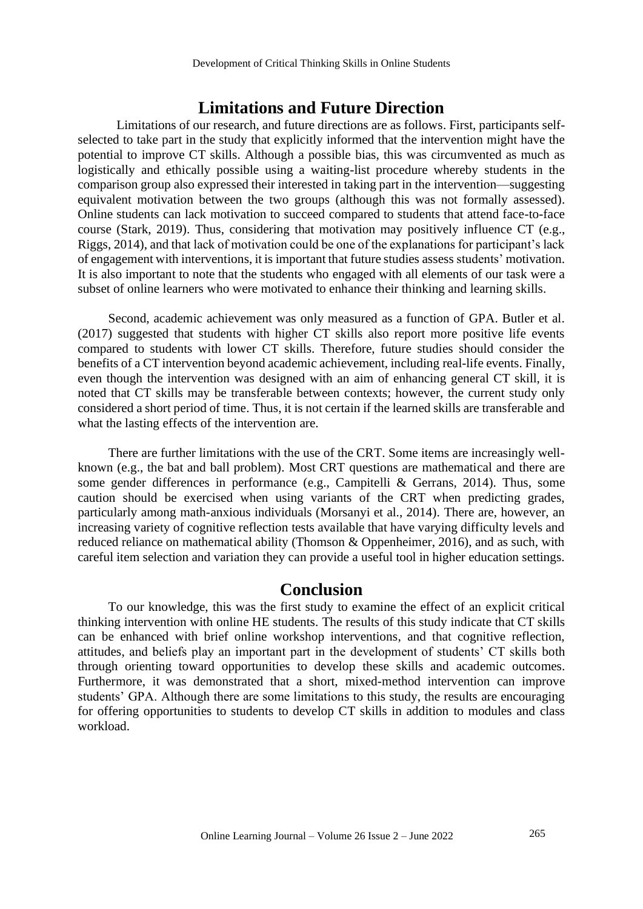## Limitations and Future Direction

Limitations of our research, and future directions are as follows. First, participants self-selected to take part in the study that explicitly informed that the intervention might have the potential to improve CT skills. Although a possible bias, this was circumvented as much as logistically and ethically possible using a waiting-list procedure whereby students in the comparison group also expressed their interested in taking part in the intervention—suggesting equivalent motivation between the two groups (although this was not formally assessed). Online students can lack motivation to succeed compared to students that attend face-to-face course (Stark, 2019). Thus, considering that motivation may positively influence CT (e.g., Riggs, 2014), and that lack of motivation could be one of the explanations for participant's lack of engagement with interventions, it is important that future studies assess students' motivation. It is also important to note that the students who engaged with all elements of our task were a subset of online learners who were motivated to enhance their thinking and learning skills.

Second, academic achievement was only measured as a function of GPA. Butler et al. (2017) suggested that students with higher CT skills also report more positive life events compared to students with lower CT skills. Therefore, future studies should consider the benefits of a CT intervention beyond academic achievement, including real-life events. Finally, even though the intervention was designed with an aim of enhancing general CT skill, it is noted that CT skills may be transferable between contexts; however, the current study only considered a short period of time. Thus, it is not certain if the learned skills are transferable and what the lasting effects of the intervention are.

There are further limitations with the use of the CRT. Some items are increasingly well-known (e.g., the bat and ball problem). Most CRT questions are mathematical and there are some gender differences in performance (e.g., Campitelli & Gerrans, 2014). Thus, some caution should be exercised when using variants of the CRT when predicting grades, particularly among math-anxious individuals (Morsanyi et al., 2014). There are, however, an increasing variety of cognitive reflection tests available that have varying difficulty levels and reduced reliance on mathematical ability (Thomson & Oppenheimer, 2016), and as such, with careful item selection and variation they can provide a useful tool in higher education settings.

## Conclusion

To our knowledge, this was the first study to examine the effect of an explicit critical thinking intervention with online HE students. The results of this study indicate that CT skills can be enhanced with brief online workshop interventions, and that cognitive reflection, attitudes, and beliefs play an important part in the development of students' CT skills both through orienting toward opportunities to develop these skills and academic outcomes. Furthermore, it was demonstrated that a short, mixed-method intervention can improve students' GPA. Although there are some limitations to this study, the results are encouraging for offering opportunities to students to develop CT skills in addition to modules and class workload.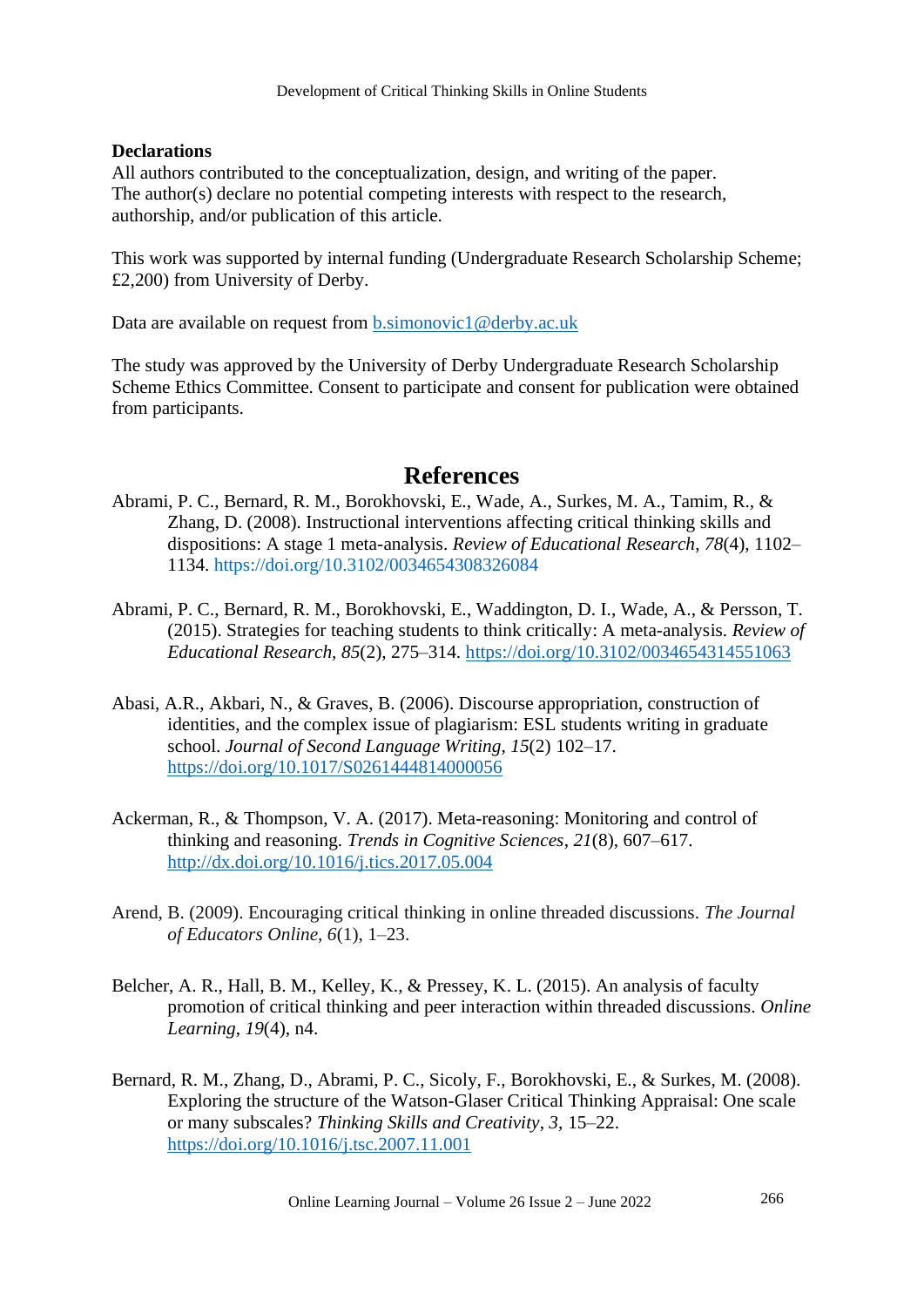**Declarations**

All authors contributed to the conceptualization, design, and writing of the paper. The author(s) declare no potential competing interests with respect to the research, authorship, and/or publication of this article.

This work was supported by internal funding (Undergraduate Research Scholarship Scheme; £2,200) from University of Derby.

Data are available on request from b.simonovic1@derby.ac.uk

The study was approved by the University of Derby Undergraduate Research Scholarship Scheme Ethics Committee. Consent to participate and consent for publication were obtained from participants.

# References

Abrami, P. C., Bernard, R. M., Borokhovski, E., Wade, A., Surkes, M. A., Tamim, R., & Zhang, D. (2008). Instructional interventions affecting critical thinking skills and dispositions: A stage 1 meta-analysis. *Review of Educational Research*, *78*(4), 1102–1134. https://doi.org/10.3102/0034654308326084

Abrami, P. C., Bernard, R. M., Borokhovski, E., Waddington, D. I., Wade, A., & Persson, T. (2015). Strategies for teaching students to think critically: A meta-analysis. *Review of Educational Research*, *85*(2), 275–314. https://doi.org/10.3102/0034654314551063

Abasi, A.R., Akbari, N., & Graves, B. (2006). Discourse appropriation, construction of identities, and the complex issue of plagiarism: ESL students writing in graduate school. *Journal of Second Language Writing*, *15*(2) 102–17. https://doi.org/10.1017/S0261444814000056

Ackerman, R., & Thompson, V. A. (2017). Meta-reasoning: Monitoring and control of thinking and reasoning. *Trends in Cognitive Sciences*, *21*(8), 607–617. http://dx.doi.org/10.1016/j.tics.2017.05.004

Arend, B. (2009). Encouraging critical thinking in online threaded discussions. *The Journal of Educators Online*, *6*(1), 1–23.

Belcher, A. R., Hall, B. M., Kelley, K., & Pressey, K. L. (2015). An analysis of faculty promotion of critical thinking and peer interaction within threaded discussions. *Online Learning*, *19*(4), n4.

Bernard, R. M., Zhang, D., Abrami, P. C., Sicoly, F., Borokhovski, E., & Surkes, M. (2008). Exploring the structure of the Watson-Glaser Critical Thinking Appraisal: One scale or many subscales? *Thinking Skills and Creativity*, *3*, 15–22. https://doi.org/10.1016/j.tsc.2007.11.001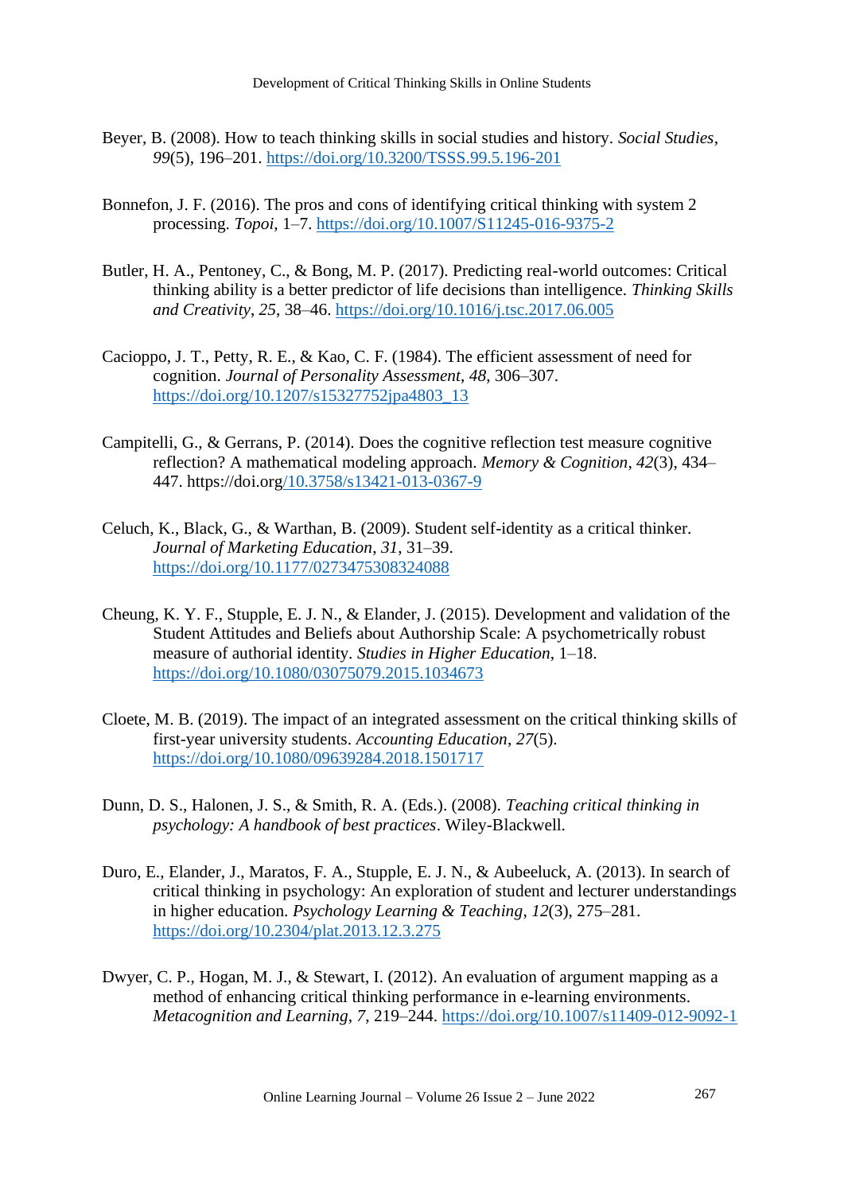Beyer, B. (2008). How to teach thinking skills in social studies and history. *Social Studies*, *99*(5), 196–201. https://doi.org/10.3200/TSSS.99.5.196-201

Bonnefon, J. F. (2016). The pros and cons of identifying critical thinking with system 2 processing. *Topoi*, 1–7. https://doi.org/10.1007/S11245-016-9375-2

Butler, H. A., Pentoney, C., & Bong, M. P. (2017). Predicting real-world outcomes: Critical thinking ability is a better predictor of life decisions than intelligence. *Thinking Skills and Creativity*, *25*, 38–46. https://doi.org/10.1016/j.tsc.2017.06.005

Cacioppo, J. T., Petty, R. E., & Kao, C. F. (1984). The efficient assessment of need for cognition. *Journal of Personality Assessment*, *48*, 306–307. https://doi.org/10.1207/s15327752jpa4803_13

Campitelli, G., & Gerrans, P. (2014). Does the cognitive reflection test measure cognitive reflection? A mathematical modeling approach. *Memory & Cognition*, *42*(3), 434–447. https://doi.org/10.3758/s13421-013-0367-9

Celuch, K., Black, G., & Warthan, B. (2009). Student self-identity as a critical thinker. *Journal of Marketing Education*, *31*, 31–39. https://doi.org/10.1177/0273475308324088

Cheung, K. Y. F., Stupple, E. J. N., & Elander, J. (2015). Development and validation of the Student Attitudes and Beliefs about Authorship Scale: A psychometrically robust measure of authorial identity. *Studies in Higher Education*, 1–18. https://doi.org/10.1080/03075079.2015.1034673

Cloete, M. B. (2019). The impact of an integrated assessment on the critical thinking skills of first-year university students. *Accounting Education*, *27*(5). https://doi.org/10.1080/09639284.2018.1501717

Dunn, D. S., Halonen, J. S., & Smith, R. A. (Eds.). (2008). *Teaching critical thinking in psychology: A handbook of best practices*. Wiley-Blackwell.

Duro, E., Elander, J., Maratos, F. A., Stupple, E. J. N., & Aubeeluck, A. (2013). In search of critical thinking in psychology: An exploration of student and lecturer understandings in higher education. *Psychology Learning & Teaching*, *12*(3), 275–281. https://doi.org/10.2304/plat.2013.12.3.275

Dwyer, C. P., Hogan, M. J., & Stewart, I. (2012). An evaluation of argument mapping as a method of enhancing critical thinking performance in e-learning environments. *Metacognition and Learning*, *7*, 219–244. https://doi.org/10.1007/s11409-012-9092-1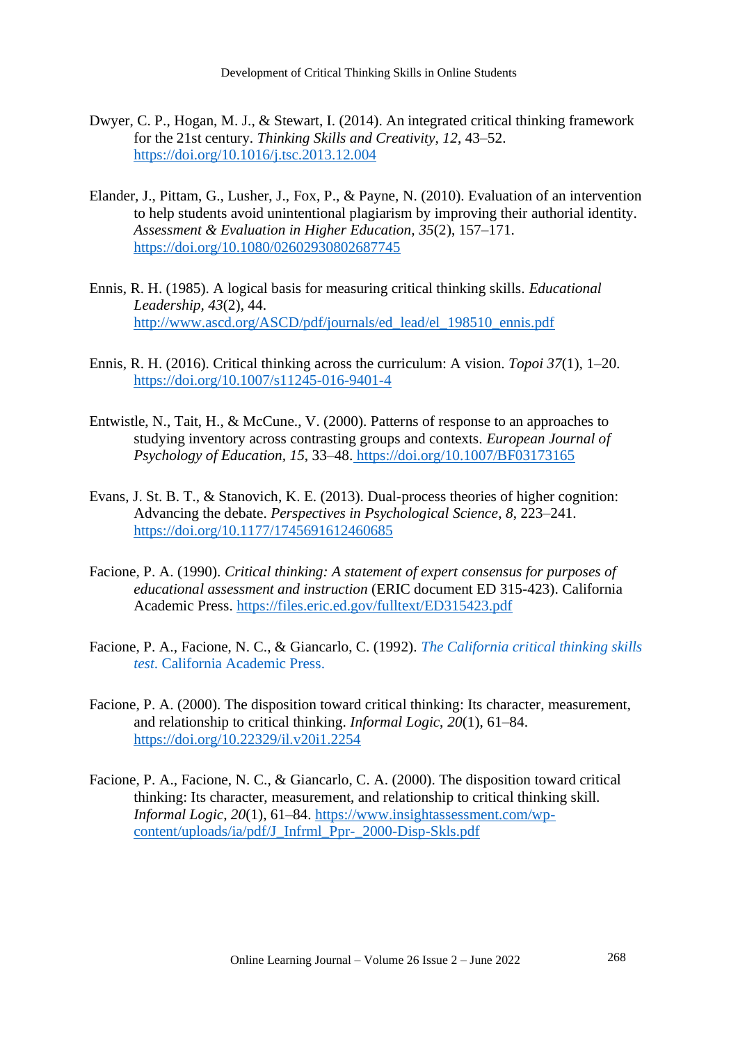Dwyer, C. P., Hogan, M. J., & Stewart, I. (2014). An integrated critical thinking framework for the 21st century. *Thinking Skills and Creativity*, *12*, 43–52. https://doi.org/10.1016/j.tsc.2013.12.004

Elander, J., Pittam, G., Lusher, J., Fox, P., & Payne, N. (2010). Evaluation of an intervention to help students avoid unintentional plagiarism by improving their authorial identity. *Assessment & Evaluation in Higher Education, 35*(2), 157–171. https://doi.org/10.1080/02602930802687745

Ennis, R. H. (1985). A logical basis for measuring critical thinking skills. *Educational Leadership*, *43*(2), 44. http://www.ascd.org/ASCD/pdf/journals/ed_lead/el_198510_ennis.pdf

Ennis, R. H. (2016). Critical thinking across the curriculum: A vision. *Topoi 37*(1), 1–20. https://doi.org/10.1007/s11245-016-9401-4

Entwistle, N., Tait, H., & McCune., V. (2000). Patterns of response to an approaches to studying inventory across contrasting groups and contexts. *European Journal of Psychology of Education*, *15*, 33–48. https://doi.org/10.1007/BF03173165

Evans, J. St. B. T., & Stanovich, K. E. (2013). Dual-process theories of higher cognition: Advancing the debate. *Perspectives in Psychological Science*, *8*, 223–241. https://doi.org/10.1177/1745691612460685

Facione, P. A. (1990). *Critical thinking: A statement of expert consensus for purposes of educational assessment and instruction* (ERIC document ED 315-423). California Academic Press. https://files.eric.ed.gov/fulltext/ED315423.pdf

Facione, P. A., Facione, N. C., & Giancarlo, C. (1992). *The California critical thinking skills test*. California Academic Press.

Facione, P. A. (2000). The disposition toward critical thinking: Its character, measurement, and relationship to critical thinking. *Informal Logic*, *20*(1), 61–84. https://doi.org/10.22329/il.v20i1.2254

Facione, P. A., Facione, N. C., & Giancarlo, C. A. (2000). The disposition toward critical thinking: Its character, measurement, and relationship to critical thinking skill. *Informal Logic*, *20*(1), 61–84. https://www.insightassessment.com/wp-content/uploads/ia/pdf/J_Infrml_Ppr-_2000-Disp-Skls.pdf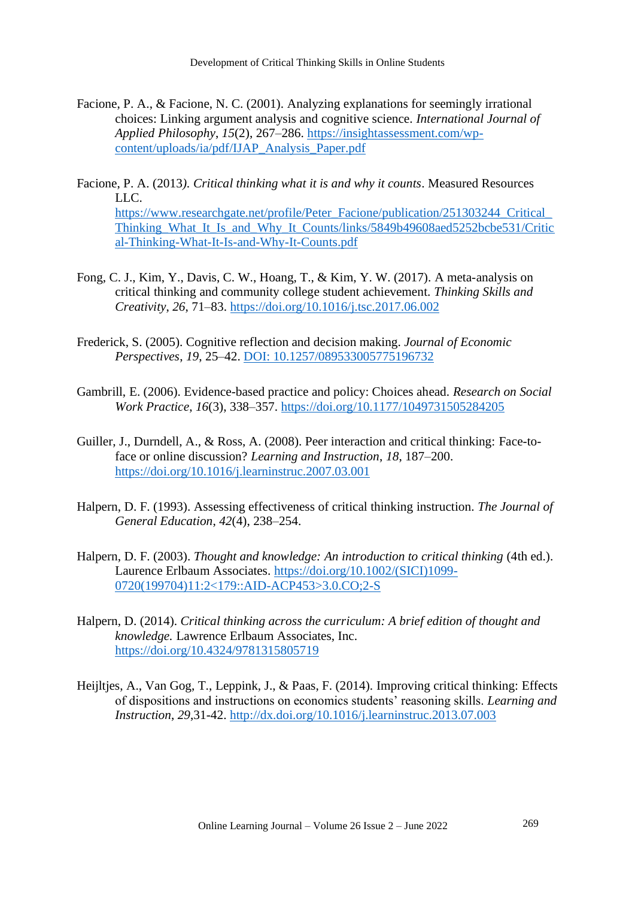Facione, P. A., & Facione, N. C. (2001). Analyzing explanations for seemingly irrational choices: Linking argument analysis and cognitive science. *International Journal of Applied Philosophy*, *15*(2), 267–286. https://insightassessment.com/wp-content/uploads/ia/pdf/IJAP_Analysis_Paper.pdf

Facione, P. A. (2013*). Critical thinking what it is and why it counts*. Measured Resources LLC. https://www.researchgate.net/profile/Peter_Facione/publication/251303244_Critical_Thinking_What_It_Is_and_Why_It_Counts/links/5849b49608aed5252bcbe531/Critical-Thinking-What-It-Is-and-Why-It-Counts.pdf

Fong, C. J., Kim, Y., Davis, C. W., Hoang, T., & Kim, Y. W. (2017). A meta-analysis on critical thinking and community college student achievement. *Thinking Skills and Creativity*, *26*, 71–83. https://doi.org/10.1016/j.tsc.2017.06.002

Frederick, S. (2005). Cognitive reflection and decision making. *Journal of Economic Perspectives*, *19*, 25–42. DOI: 10.1257/089533005775196732

Gambrill, E. (2006). Evidence-based practice and policy: Choices ahead. *Research on Social Work Practice*, *16*(3), 338–357. https://doi.org/10.1177/1049731505284205

Guiller, J., Durndell, A., & Ross, A. (2008). Peer interaction and critical thinking: Face-to-face or online discussion? *Learning and Instruction*, *18*, 187–200. https://doi.org/10.1016/j.learninstruc.2007.03.001

Halpern, D. F. (1993). Assessing effectiveness of critical thinking instruction. *The Journal of General Education*, *42*(4), 238–254.

Halpern, D. F. (2003). *Thought and knowledge: An introduction to critical thinking* (4th ed.). Laurence Erlbaum Associates. https://doi.org/10.1002/(SICI)1099-0720(199704)11:2<179::AID-ACP453>3.0.CO;2-S

Halpern, D. (2014). *Critical thinking across the curriculum: A brief edition of thought and knowledge.* Lawrence Erlbaum Associates, Inc. https://doi.org/10.4324/9781315805719

Heijltjes, A., Van Gog, T., Leppink, J., & Paas, F. (2014). Improving critical thinking: Effects of dispositions and instructions on economics students' reasoning skills. *Learning and Instruction*, *29*,31-42. http://dx.doi.org/10.1016/j.learninstruc.2013.07.003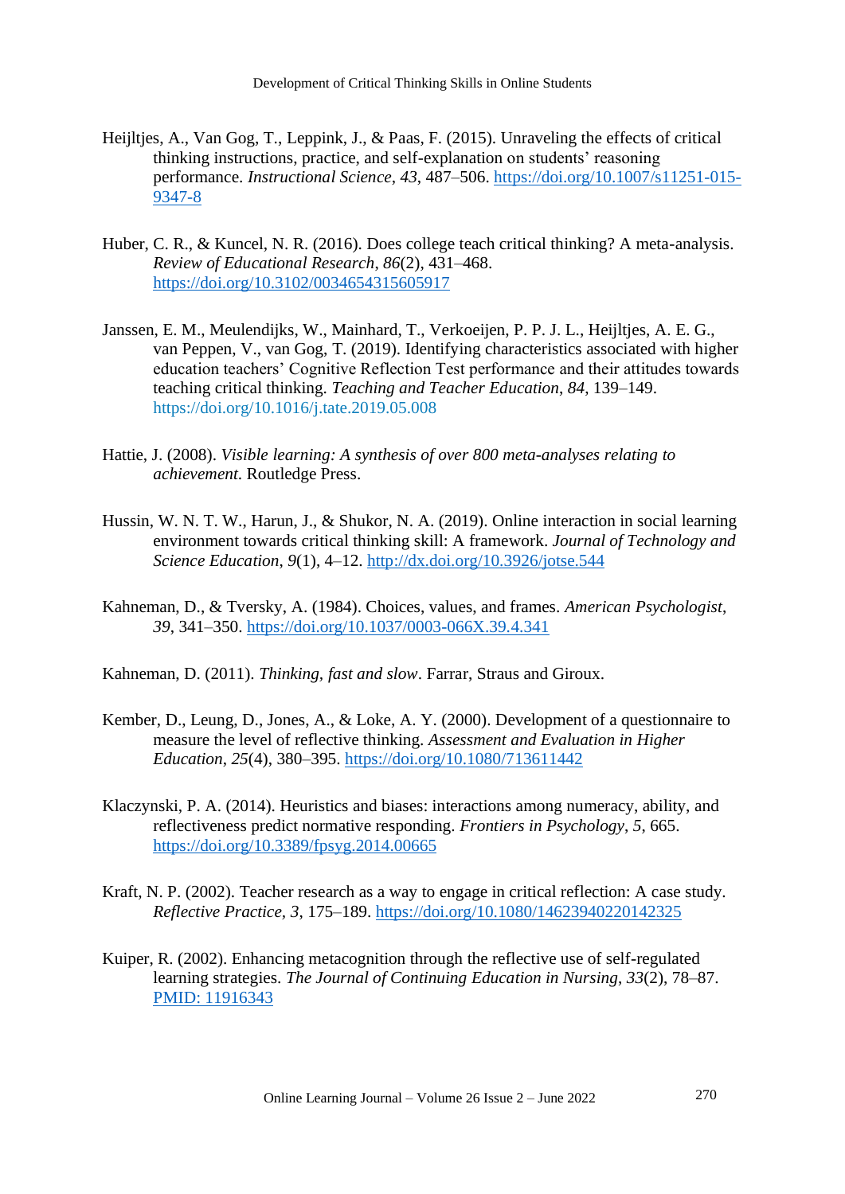Heijltjes, A., Van Gog, T., Leppink, J., & Paas, F. (2015). Unraveling the effects of critical thinking instructions, practice, and self-explanation on students' reasoning performance. *Instructional Science*, *43*, 487–506. https://doi.org/10.1007/s11251-015-9347-8

Huber, C. R., & Kuncel, N. R. (2016). Does college teach critical thinking? A meta-analysis. *Review of Educational Research*, *86*(2), 431–468. https://doi.org/10.3102/0034654315605917

Janssen, E. M., Meulendijks, W., Mainhard, T., Verkoeijen, P. P. J. L., Heijltjes, A. E. G., van Peppen, V., van Gog, T. (2019). Identifying characteristics associated with higher education teachers' Cognitive Reflection Test performance and their attitudes towards teaching critical thinking. *Teaching and Teacher Education*, *84*, 139–149. https://doi.org/10.1016/j.tate.2019.05.008

Hattie, J. (2008). *Visible learning: A synthesis of over 800 meta-analyses relating to achievement*. Routledge Press.

Hussin, W. N. T. W., Harun, J., & Shukor, N. A. (2019). Online interaction in social learning environment towards critical thinking skill: A framework. *Journal of Technology and Science Education*, *9*(1), 4–12. http://dx.doi.org/10.3926/jotse.544

Kahneman, D., & Tversky, A. (1984). Choices, values, and frames. *American Psychologist*, *39*, 341–350. https://doi.org/10.1037/0003-066X.39.4.341

Kahneman, D. (2011). *Thinking, fast and slow*. Farrar, Straus and Giroux.

Kember, D., Leung, D., Jones, A., & Loke, A. Y. (2000). Development of a questionnaire to measure the level of reflective thinking. *Assessment and Evaluation in Higher Education*, *25*(4), 380–395. https://doi.org/10.1080/713611442

Klaczynski, P. A. (2014). Heuristics and biases: interactions among numeracy, ability, and reflectiveness predict normative responding. *Frontiers in Psychology*, *5*, 665. https://doi.org/10.3389/fpsyg.2014.00665

Kraft, N. P. (2002). Teacher research as a way to engage in critical reflection: A case study. *Reflective Practice*, *3*, 175–189. https://doi.org/10.1080/14623940220142325

Kuiper, R. (2002). Enhancing metacognition through the reflective use of self-regulated learning strategies. *The Journal of Continuing Education in Nursing*, *33*(2), 78–87. PMID: 11916343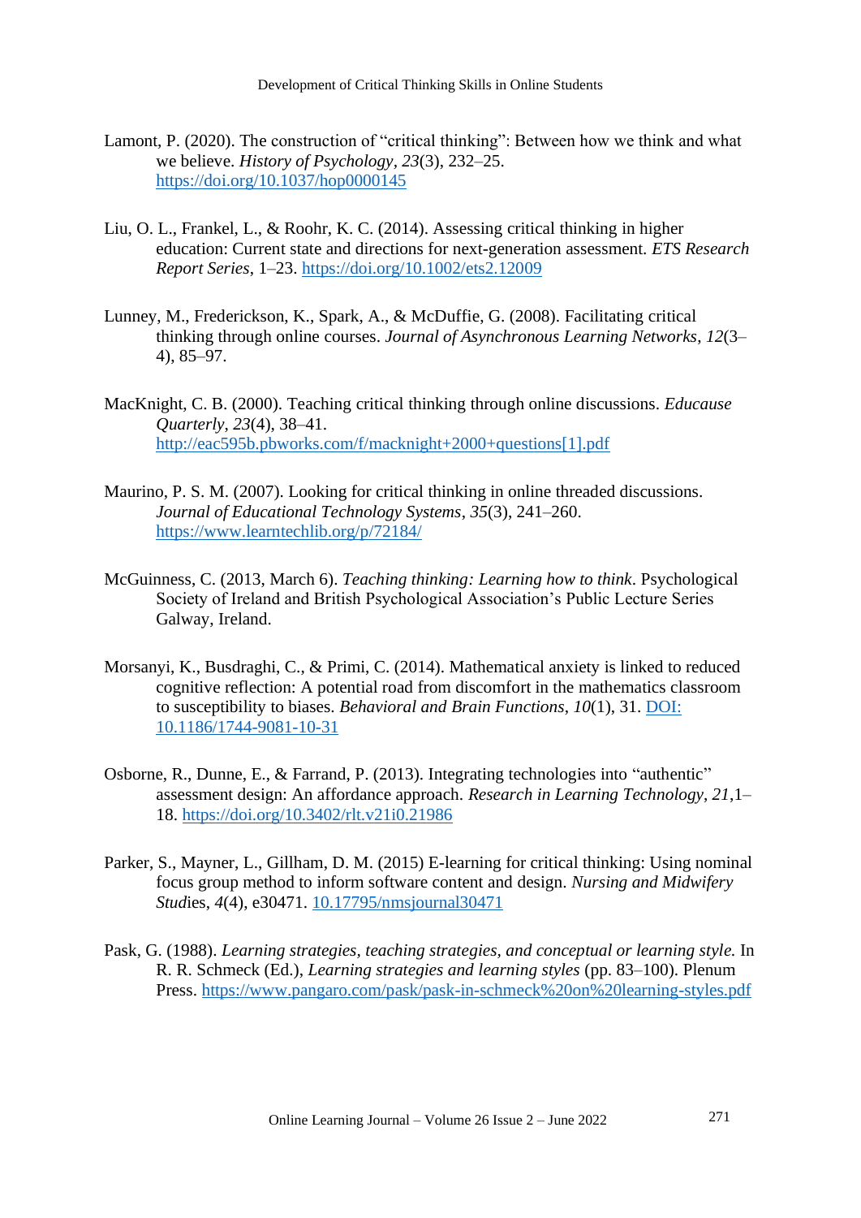Lamont, P. (2020). The construction of "critical thinking": Between how we think and what we believe. *History of Psychology*, *23*(3), 232–25. https://doi.org/10.1037/hop0000145

Liu, O. L., Frankel, L., & Roohr, K. C. (2014). Assessing critical thinking in higher education: Current state and directions for next-generation assessment. *ETS Research Report Series*, 1–23. https://doi.org/10.1002/ets2.12009

Lunney, M., Frederickson, K., Spark, A., & McDuffie, G. (2008). Facilitating critical thinking through online courses. *Journal of Asynchronous Learning Networks*, *12*(3–4), 85–97.

MacKnight, C. B. (2000). Teaching critical thinking through online discussions. *Educause Quarterly*, *23*(4), 38–41. http://eac595b.pbworks.com/f/macknight+2000+questions[1].pdf

Maurino, P. S. M. (2007). Looking for critical thinking in online threaded discussions. *Journal of Educational Technology Systems*, *35*(3), 241–260. https://www.learntechlib.org/p/72184/

McGuinness, C. (2013, March 6). *Teaching thinking: Learning how to think*. Psychological Society of Ireland and British Psychological Association's Public Lecture Series Galway, Ireland.

Morsanyi, K., Busdraghi, C., & Primi, C. (2014). Mathematical anxiety is linked to reduced cognitive reflection: A potential road from discomfort in the mathematics classroom to susceptibility to biases. *Behavioral and Brain Functions*, *10*(1), 31. DOI: 10.1186/1744-9081-10-31

Osborne, R., Dunne, E., & Farrand, P. (2013). Integrating technologies into "authentic" assessment design: An affordance approach. *Research in Learning Technology*, *21*,1–18. https://doi.org/10.3402/rlt.v21i0.21986

Parker, S., Mayner, L., Gillham, D. M. (2015) E-learning for critical thinking: Using nominal focus group method to inform software content and design. *Nursing and Midwifery Stud*ies, *4*(4), e30471. 10.17795/nmsjournal30471

Pask, G. (1988). *Learning strategies, teaching strategies, and conceptual or learning style.* In R. R. Schmeck (Ed.), *Learning strategies and learning styles* (pp. 83–100). Plenum Press. https://www.pangaro.com/pask/pask-in-schmeck%20on%20learning-styles.pdf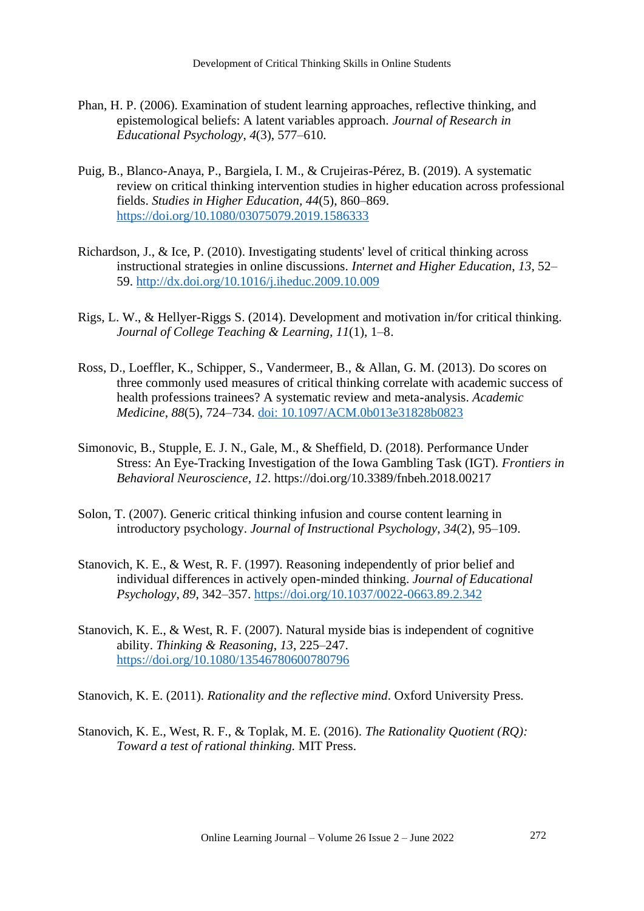Phan, H. P. (2006). Examination of student learning approaches, reflective thinking, and epistemological beliefs: A latent variables approach. *Journal of Research in Educational Psychology*, *4*(3), 577–610.

Puig, B., Blanco-Anaya, P., Bargiela, I. M., & Crujeiras-Pérez, B. (2019). A systematic review on critical thinking intervention studies in higher education across professional fields. *Studies in Higher Education, 44*(5), 860–869. https://doi.org/10.1080/03075079.2019.1586333

Richardson, J., & Ice, P. (2010). Investigating students' level of critical thinking across instructional strategies in online discussions. *Internet and Higher Education*, *13*, 52–59. http://dx.doi.org/10.1016/j.iheduc.2009.10.009

Rigs, L. W., & Hellyer-Riggs S. (2014). Development and motivation in/for critical thinking. *Journal of College Teaching & Learning*, *11*(1), 1–8.

Ross, D., Loeffler, K., Schipper, S., Vandermeer, B., & Allan, G. M. (2013). Do scores on three commonly used measures of critical thinking correlate with academic success of health professions trainees? A systematic review and meta-analysis. *Academic Medicine*, *88*(5), 724–734. doi: 10.1097/ACM.0b013e31828b0823

Simonovic, B., Stupple, E. J. N., Gale, M., & Sheffield, D. (2018). Performance Under Stress: An Eye-Tracking Investigation of the Iowa Gambling Task (IGT). *Frontiers in Behavioral Neuroscience*, *12*. https://doi.org/10.3389/fnbeh.2018.00217

Solon, T. (2007). Generic critical thinking infusion and course content learning in introductory psychology. *Journal of Instructional Psychology*, *34*(2), 95–109.

Stanovich, K. E., & West, R. F. (1997). Reasoning independently of prior belief and individual differences in actively open-minded thinking. *Journal of Educational Psychology*, *89*, 342–357. https://doi.org/10.1037/0022-0663.89.2.342

Stanovich, K. E., & West, R. F. (2007). Natural myside bias is independent of cognitive ability. *Thinking & Reasoning*, *13*, 225–247. https://doi.org/10.1080/13546780600780796

Stanovich, K. E. (2011). *Rationality and the reflective mind*. Oxford University Press.

Stanovich, K. E., West, R. F., & Toplak, M. E. (2016). *The Rationality Quotient (RQ): Toward a test of rational thinking.* MIT Press.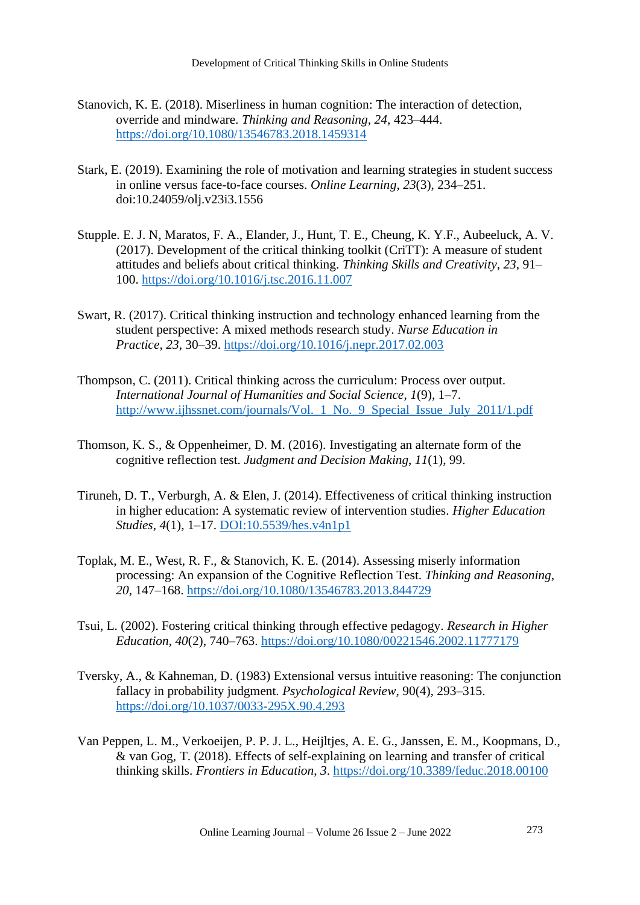Stanovich, K. E. (2018). Miserliness in human cognition: The interaction of detection, override and mindware. *Thinking and Reasoning*, *24*, 423–444. https://doi.org/10.1080/13546783.2018.1459314

Stark, E. (2019). Examining the role of motivation and learning strategies in student success in online versus face-to-face courses. *Online Learning*, *23*(3), 234–251. doi:10.24059/olj.v23i3.1556

Stupple. E. J. N, Maratos, F. A., Elander, J., Hunt, T. E., Cheung, K. Y.F., Aubeeluck, A. V. (2017). Development of the critical thinking toolkit (CriTT): A measure of student attitudes and beliefs about critical thinking. *Thinking Skills and Creativity*, *23*, 91–100. https://doi.org/10.1016/j.tsc.2016.11.007

Swart, R. (2017). Critical thinking instruction and technology enhanced learning from the student perspective: A mixed methods research study. *Nurse Education in Practice*, *23*, 30–39. https://doi.org/10.1016/j.nepr.2017.02.003

Thompson, C. (2011). Critical thinking across the curriculum: Process over output. *International Journal of Humanities and Social Science*, *1*(9), 1–7. http://www.ijhssnet.com/journals/Vol._1_No._9_Special_Issue_July_2011/1.pdf

Thomson, K. S., & Oppenheimer, D. M. (2016). Investigating an alternate form of the cognitive reflection test. *Judgment and Decision Making*, *11*(1), 99.

Tiruneh, D. T., Verburgh, A. & Elen, J. (2014). Effectiveness of critical thinking instruction in higher education: A systematic review of intervention studies. *Higher Education Studies*, *4*(1), 1–17. DOI:10.5539/hes.v4n1p1

Toplak, M. E., West, R. F., & Stanovich, K. E. (2014). Assessing miserly information processing: An expansion of the Cognitive Reflection Test. *Thinking and Reasoning*, *20*, 147–168. https://doi.org/10.1080/13546783.2013.844729

Tsui, L. (2002). Fostering critical thinking through effective pedagogy. *Research in Higher Education*, *40*(2), 740–763. https://doi.org/10.1080/00221546.2002.11777179

Tversky, A., & Kahneman, D. (1983) Extensional versus intuitive reasoning: The conjunction fallacy in probability judgment. *Psychological Review*, 90(4), 293–315. https://doi.org/10.1037/0033-295X.90.4.293

Van Peppen, L. M., Verkoeijen, P. P. J. L., Heijltjes, A. E. G., Janssen, E. M., Koopmans, D., & van Gog, T. (2018). Effects of self-explaining on learning and transfer of critical thinking skills. *Frontiers in Education*, *3*. https://doi.org/10.3389/feduc.2018.00100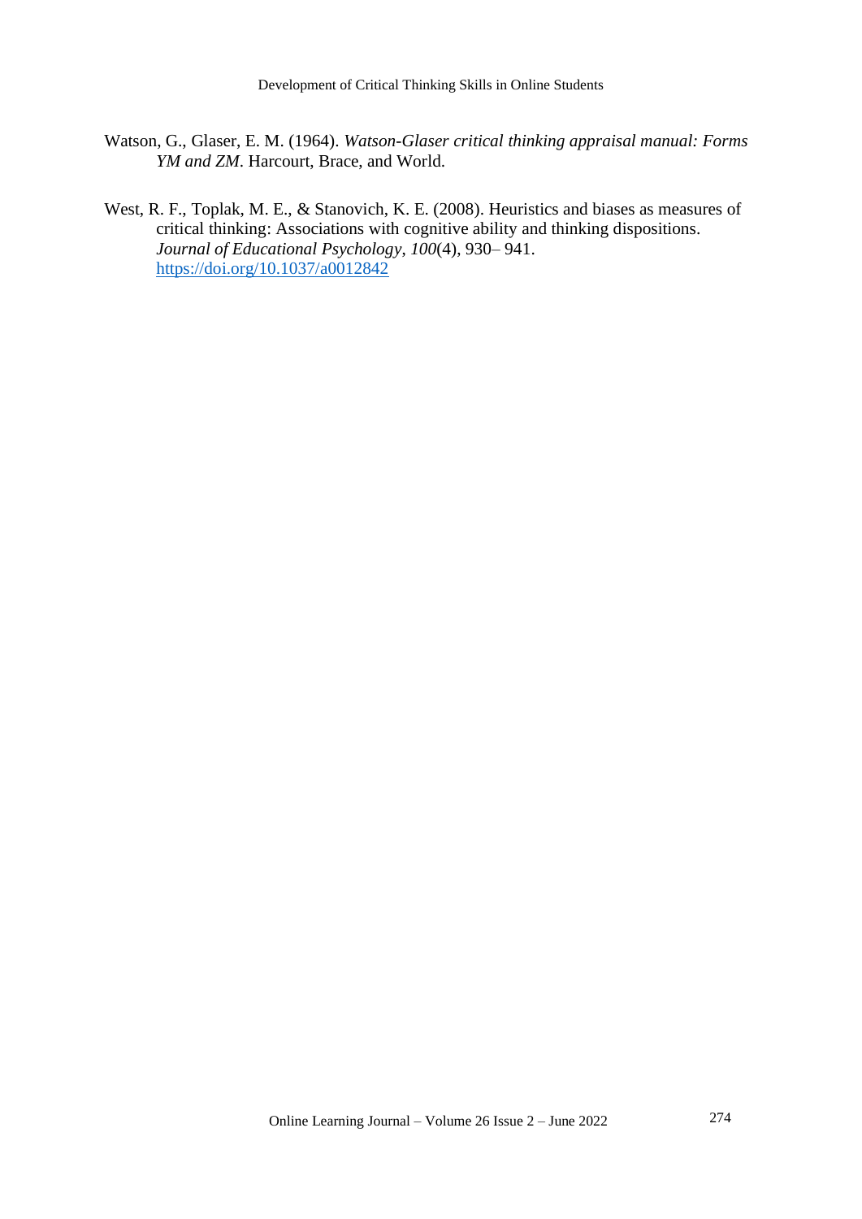Watson, G., Glaser, E. M. (1964). *Watson-Glaser critical thinking appraisal manual: Forms YM and ZM*. Harcourt, Brace, and World.

West, R. F., Toplak, M. E., & Stanovich, K. E. (2008). Heuristics and biases as measures of critical thinking: Associations with cognitive ability and thinking dispositions. *Journal of Educational Psychology*, *100*(4), 930– 941. https://doi.org/10.1037/a0012842